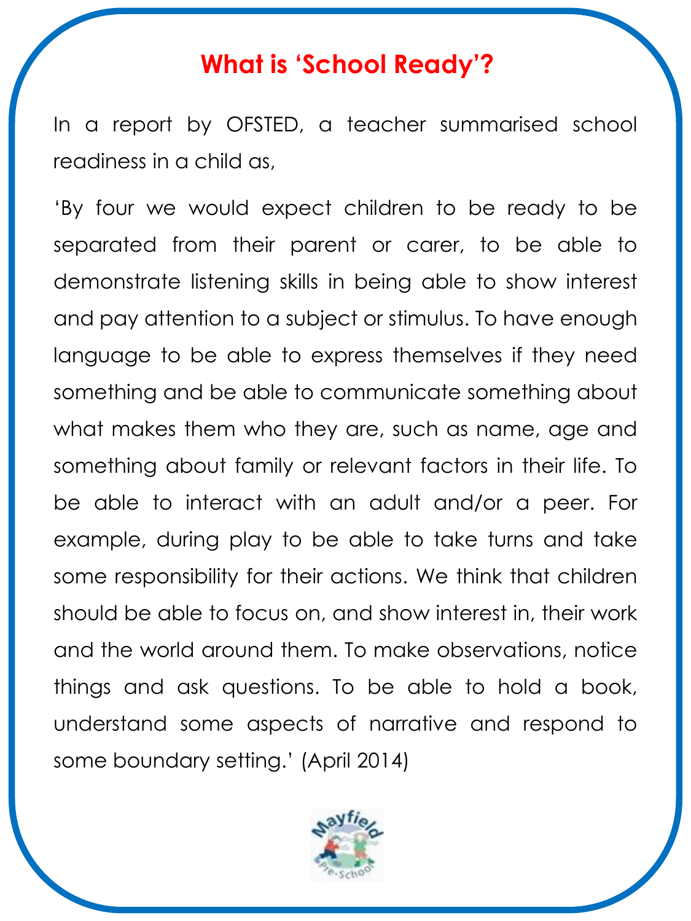# What is 'School Ready'?

In a report by OFSTED, a teacher summarised school readiness in a child as,

'By four we would expect children to be ready to be separated from their parent or carer, to be able to demonstrate listening skills in being able to show interest and pay attention to a subject or stimulus. To have enough language to be able to express themselves if they need something and be able to communicate something about what makes them who they are, such as name, age and something about family or relevant factors in their life. To be able to interact with an adult and/or a peer. For example, during play to be able to take turns and take some responsibility for their actions. We think that children should be able to focus on, and show interest in, their work and the world around them. To make observations, notice things and ask questions. To be able to hold a book, understand some aspects of narrative and respond to some boundary setting.' (April 2014)

Mayfield Pre-School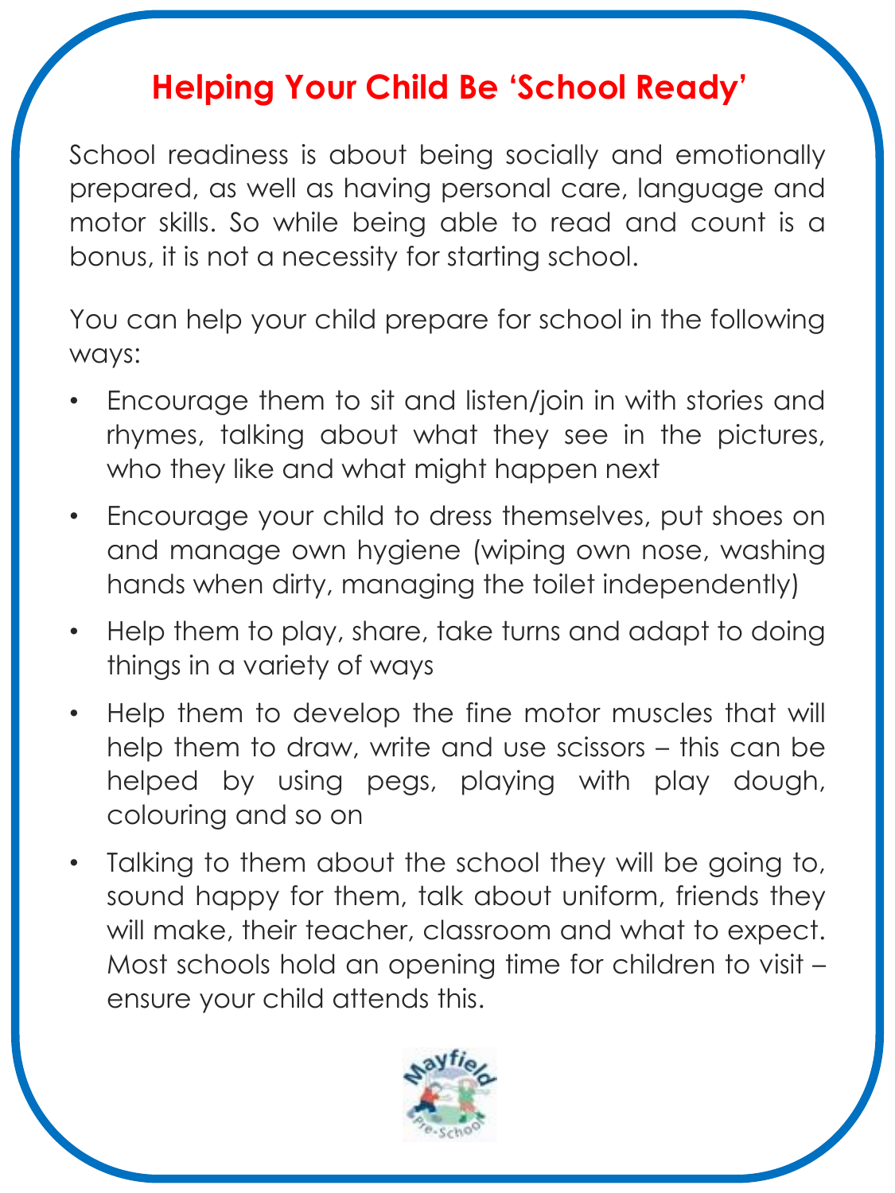# Helping Your Child Be 'School Ready'

School readiness is about being socially and emotionally prepared, as well as having personal care, language and motor skills. So while being able to read and count is a bonus, it is not a necessity for starting school.

You can help your child prepare for school in the following ways:

- Encourage them to sit and listen/join in with stories and rhymes, talking about what they see in the pictures, who they like and what might happen next
- Encourage your child to dress themselves, put shoes on and manage own hygiene (wiping own nose, washing hands when dirty, managing the toilet independently)
- Help them to play, share, take turns and adapt to doing things in a variety of ways
- Help them to develop the fine motor muscles that will help them to draw, write and use scissors – this can be helped by using pegs, playing with play dough, colouring and so on
- Talking to them about the school they will be going to, sound happy for them, talk about uniform, friends they will make, their teacher, classroom and what to expect. Most schools hold an opening time for children to visit – ensure your child attends this.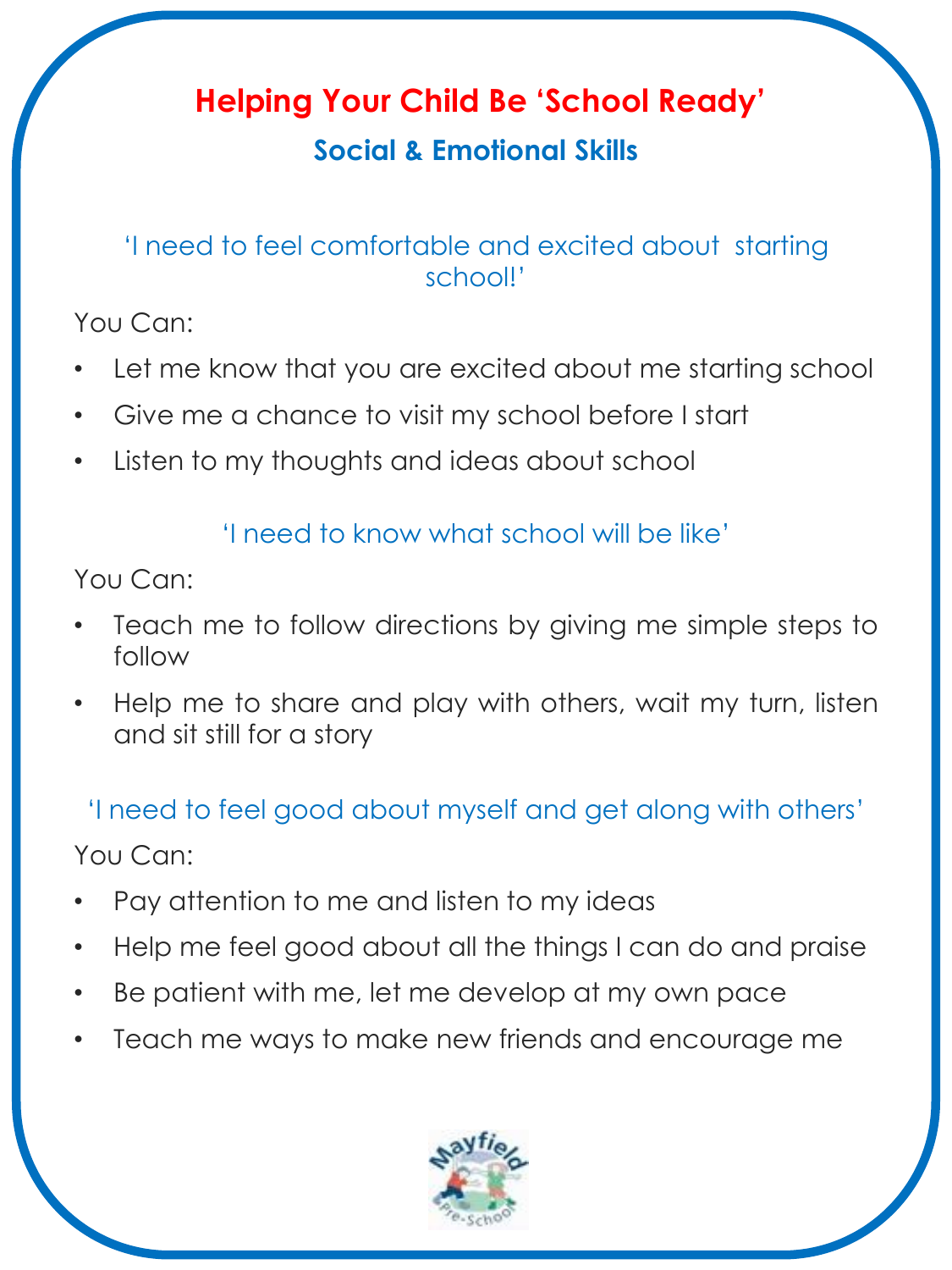# Helping Your Child Be 'School Ready'

## Social & Emotional Skills

### 'I need to feel comfortable and excited about starting school!'

You Can:

- Let me know that you are excited about me starting school
- Give me a chance to visit my school before I start
- Listen to my thoughts and ideas about school

### 'I need to know what school will be like'

You Can:

- Teach me to follow directions by giving me simple steps to follow
- Help me to share and play with others, wait my turn, listen and sit still for a story

### 'I need to feel good about myself and get along with others'

You Can:

- Pay attention to me and listen to my ideas
- Help me feel good about all the things I can do and praise
- Be patient with me, let me develop at my own pace
- Teach me ways to make new friends and encourage me

Mayfield Pre-School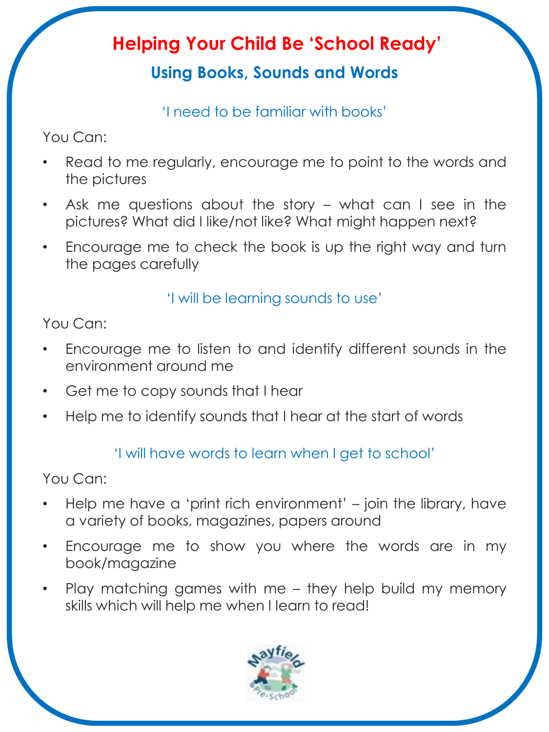# Helping Your Child Be 'School Ready'

## Using Books, Sounds and Words

### 'I need to be familiar with books'

You Can:

- Read to me regularly, encourage me to point to the words and the pictures
- Ask me questions about the story – what can I see in the pictures? What did I like/not like? What might happen next?
- Encourage me to check the book is up the right way and turn the pages carefully

### 'I will be learning sounds to use'

You Can:

- Encourage me to listen to and identify different sounds in the environment around me
- Get me to copy sounds that I hear
- Help me to identify sounds that I hear at the start of words

### 'I will have words to learn when I get to school'

You Can:

- Help me have a 'print rich environment' – join the library, have a variety of books, magazines, papers around
- Encourage me to show you where the words are in my book/magazine
- Play matching games with me – they help build my memory skills which will help me when I learn to read!

Mayfield Pre-School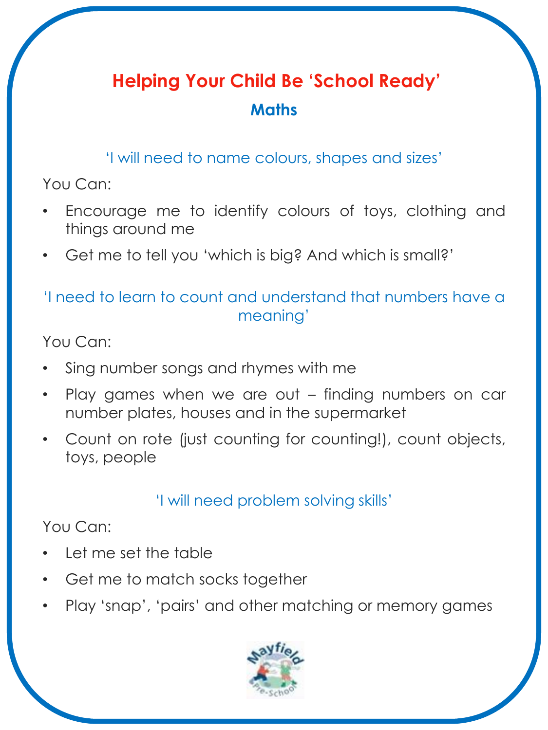# Helping Your Child Be 'School Ready'

## Maths

'I will need to name colours, shapes and sizes'

You Can:

- Encourage me to identify colours of toys, clothing and things around me
- Get me to tell you 'which is big? And which is small?'

'I need to learn to count and understand that numbers have a meaning'

You Can:

- Sing number songs and rhymes with me
- Play games when we are out – finding numbers on car number plates, houses and in the supermarket
- Count on rote (just counting for counting!), count objects, toys, people

'I will need problem solving skills'

You Can:

- Let me set the table
- Get me to match socks together
- Play 'snap', 'pairs' and other matching or memory games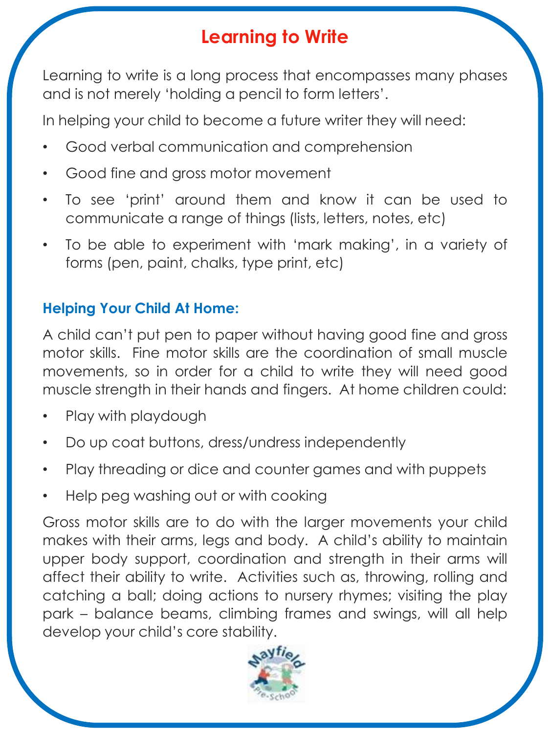# Learning to Write

Learning to write is a long process that encompasses many phases and is not merely 'holding a pencil to form letters'.

In helping your child to become a future writer they will need:

- Good verbal communication and comprehension
- Good fine and gross motor movement
- To see 'print' around them and know it can be used to communicate a range of things (lists, letters, notes, etc)
- To be able to experiment with 'mark making', in a variety of forms (pen, paint, chalks, type print, etc)

## Helping Your Child At Home:

A child can't put pen to paper without having good fine and gross motor skills. Fine motor skills are the coordination of small muscle movements, so in order for a child to write they will need good muscle strength in their hands and fingers. At home children could:

- Play with playdough
- Do up coat buttons, dress/undress independently
- Play threading or dice and counter games and with puppets
- Help peg washing out or with cooking

Gross motor skills are to do with the larger movements your child makes with their arms, legs and body. A child's ability to maintain upper body support, coordination and strength in their arms will affect their ability to write. Activities such as, throwing, rolling and catching a ball; doing actions to nursery rhymes; visiting the play park – balance beams, climbing frames and swings, will all help develop your child's core stability.

Mayfield Pre-School